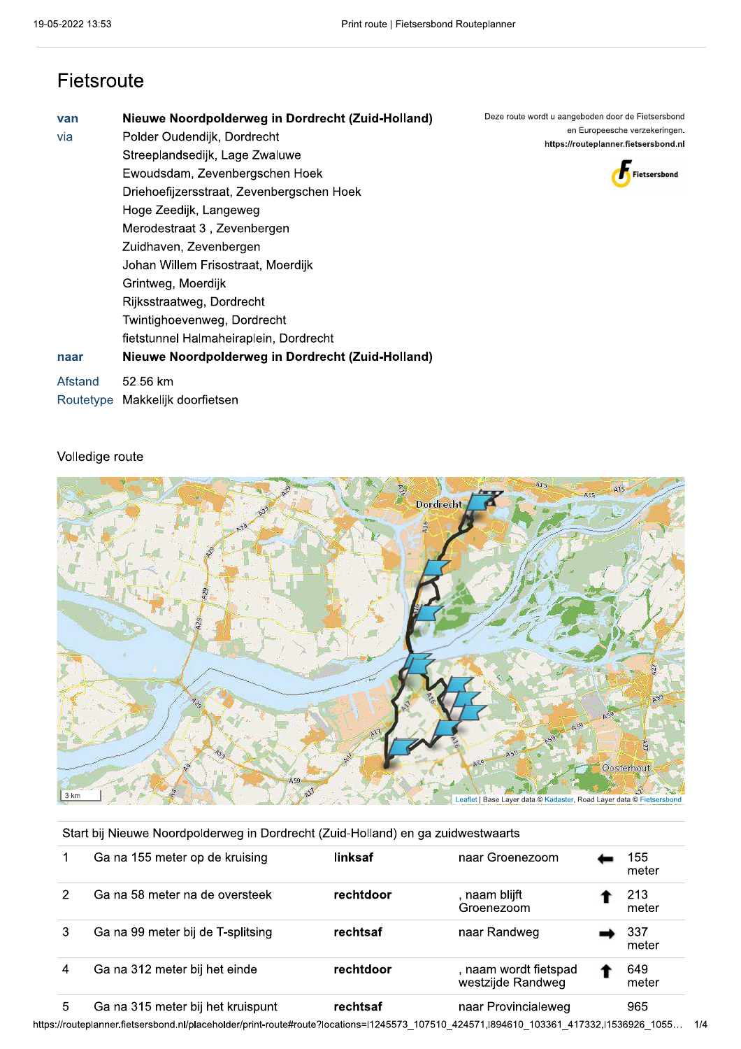# Fietsroute

| | |
|---|---|
| van | **Nieuwe Noordpolderweg in Dordrecht (Zuid-Holland)** |
| via | Polder Oudendijk, Dordrecht |
| | Streeplandsedijk, Lage Zwaluwe |
| | Ewoudsdam, Zevenbergschen Hoek |
| | Driehoefijzersstraat, Zevenbergschen Hoek |
| | Hoge Zeedijk, Langeweg |
| | Merodestraat 3 , Zevenbergen |
| | Zuidhaven, Zevenbergen |
| | Johan Willem Frisostraat, Moerdijk |
| | Grintweg, Moerdijk |
| | Rijksstraatweg, Dordrecht |
| | Twintighoevenweg, Dordrecht |
| | fietstunnel Halmaheiraplein, Dordrecht |
| naar | **Nieuwe Noordpolderweg in Dordrecht (Zuid-Holland)** |
| Afstand | 52.56 km |
| Routetype | Makkelijk doorfietsen |

Deze route wordt u aangeboden door de Fietsersbond en Europeesche verzekeringen.
**https://routeplanner.fietsersbond.nl**

## Volledige route

3 km

Leaflet | Base Layer data © Kadaster, Road Layer data © Fietsersbond

Start bij Nieuwe Noordpolderweg in Dordrecht (Zuid-Holland) en ga zuidwestwaarts

| | | | | | |
|---|---|---|---|---|---|
| 1 | Ga na 155 meter op de kruising | **linksaf** | naar Groenezoom | ⬅ | 155 meter |
| 2 | Ga na 58 meter na de oversteek | **rechtdoor** | , naam blijft Groenezoom | ⬆ | 213 meter |
| 3 | Ga na 99 meter bij de T-splitsing | **rechtsaf** | naar Randweg | ➡ | 337 meter |
| 4 | Ga na 312 meter bij het einde | **rechtdoor** | , naam wordt fietspad westzijde Randweg | ⬆ | 649 meter |
| 5 | Ga na 315 meter bij het kruispunt | **rechtsaf** | naar Provincialeweg | | 965 |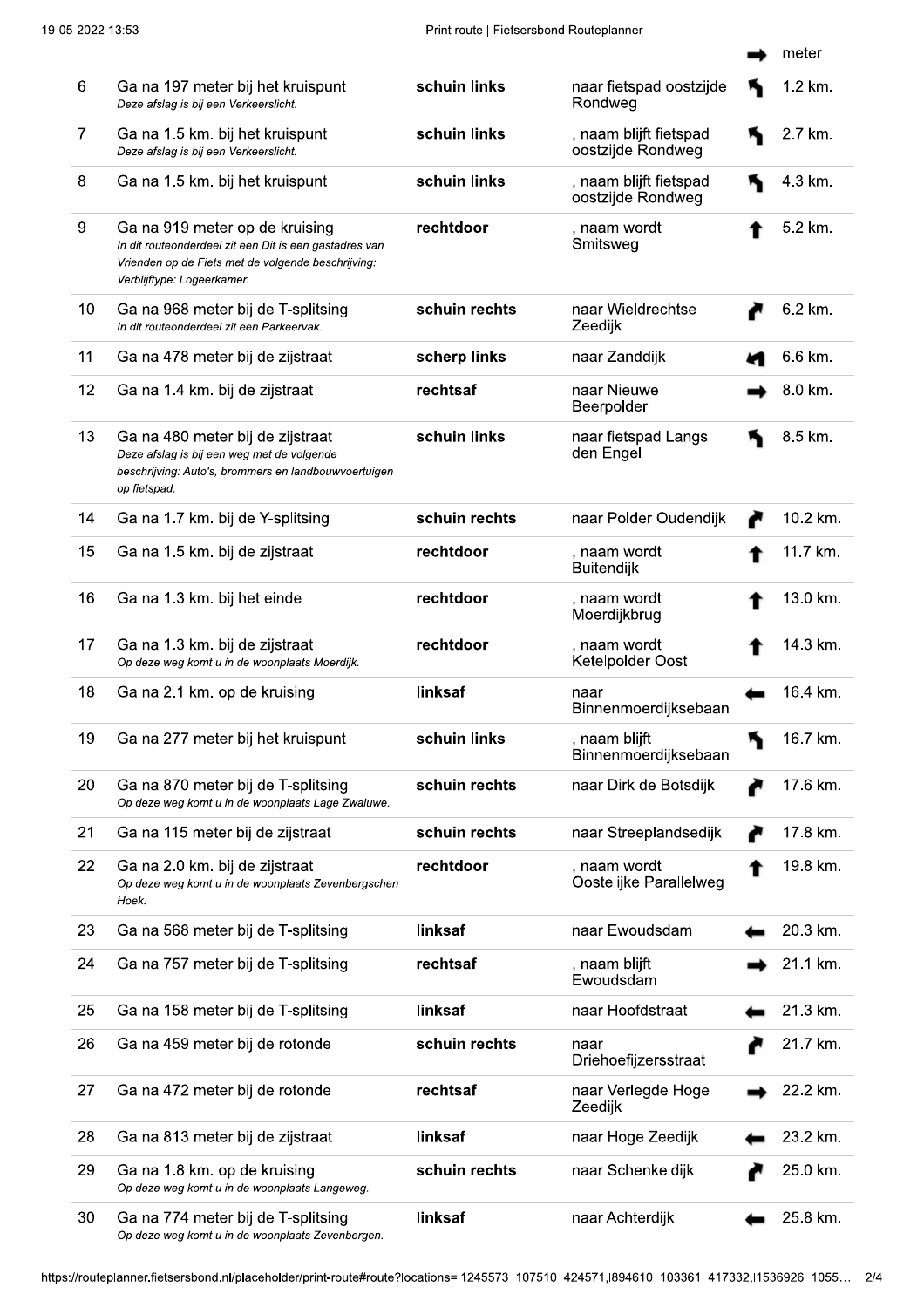| | | | | | meter |
|---|---|---|---|---|---|
| 6 | Ga na 197 meter bij het kruispunt<br>*Deze afslag is bij een Verkeerslicht.* | **schuin links** | naar fietspad oostzijde Rondweg | ↰ | 1.2 km. |
| 7 | Ga na 1.5 km. bij het kruispunt<br>*Deze afslag is bij een Verkeerslicht.* | **schuin links** | , naam blijft fietspad oostzijde Rondweg | ↰ | 2.7 km. |
| 8 | Ga na 1.5 km. bij het kruispunt | **schuin links** | , naam blijft fietspad oostzijde Rondweg | ↰ | 4.3 km. |
| 9 | Ga na 919 meter op de kruising<br>*In dit routeonderdeel zit een Dit is een gastadres van Vrienden op de Fiets met de volgende beschrijving: Verblijftype: Logeerkamer.* | **rechtdoor** | , naam wordt Smitsweg | ↑ | 5.2 km. |
| 10 | Ga na 968 meter bij de T-splitsing<br>*In dit routeonderdeel zit een Parkeervak.* | **schuin rechts** | naar Wieldrechtse Zeedijk | ↱ | 6.2 km. |
| 11 | Ga na 478 meter bij de zijstraat | **scherp links** | naar Zanddijk | ↰ | 6.6 km. |
| 12 | Ga na 1.4 km. bij de zijstraat | **rechtsaf** | naar Nieuwe Beerpolder | → | 8.0 km. |
| 13 | Ga na 480 meter bij de zijstraat<br>*Deze afslag is bij een weg met de volgende beschrijving: Auto's, brommers en landbouwvoertuigen op fietspad.* | **schuin links** | naar fietspad Langs den Engel | ↰ | 8.5 km. |
| 14 | Ga na 1.7 km. bij de Y-splitsing | **schuin rechts** | naar Polder Oudendijk | ↱ | 10.2 km. |
| 15 | Ga na 1.5 km. bij de zijstraat | **rechtdoor** | , naam wordt Buitendijk | ↑ | 11.7 km. |
| 16 | Ga na 1.3 km. bij het einde | **rechtdoor** | , naam wordt Moerdijkbrug | ↑ | 13.0 km. |
| 17 | Ga na 1.3 km. bij de zijstraat<br>*Op deze weg komt u in de woonplaats Moerdijk.* | **rechtdoor** | , naam wordt Ketelpolder Oost | ↑ | 14.3 km. |
| 18 | Ga na 2.1 km. op de kruising | **linksaf** | naar Binnenmoerdijksebaan | ← | 16.4 km. |
| 19 | Ga na 277 meter bij het kruispunt | **schuin links** | , naam blijft Binnenmoerdijksebaan | ↰ | 16.7 km. |
| 20 | Ga na 870 meter bij de T-splitsing<br>*Op deze weg komt u in de woonplaats Lage Zwaluwe.* | **schuin rechts** | naar Dirk de Botsdijk | ↱ | 17.6 km. |
| 21 | Ga na 115 meter bij de zijstraat | **schuin rechts** | naar Streeplandsedijk | ↱ | 17.8 km. |
| 22 | Ga na 2.0 km. bij de zijstraat<br>*Op deze weg komt u in de woonplaats Zevenbergschen Hoek.* | **rechtdoor** | , naam wordt Oostelijke Parallelweg | ↑ | 19.8 km. |
| 23 | Ga na 568 meter bij de T-splitsing | **linksaf** | naar Ewoudsdam | ← | 20.3 km. |
| 24 | Ga na 757 meter bij de T-splitsing | **rechtsaf** | , naam blijft Ewoudsdam | → | 21.1 km. |
| 25 | Ga na 158 meter bij de T-splitsing | **linksaf** | naar Hoofdstraat | ← | 21.3 km. |
| 26 | Ga na 459 meter bij de rotonde | **schuin rechts** | naar Driehoefijzersstraat | ↱ | 21.7 km. |
| 27 | Ga na 472 meter bij de rotonde | **rechtsaf** | naar Verlegde Hoge Zeedijk | → | 22.2 km. |
| 28 | Ga na 813 meter bij de zijstraat | **linksaf** | naar Hoge Zeedijk | ← | 23.2 km. |
| 29 | Ga na 1.8 km. op de kruising<br>*Op deze weg komt u in de woonplaats Langeweg.* | **schuin rechts** | naar Schenkeldijk | ↱ | 25.0 km. |
| 30 | Ga na 774 meter bij de T-splitsing<br>*Op deze weg komt u in de woonplaats Zevenbergen.* | **linksaf** | naar Achterdijk | ← | 25.8 km. |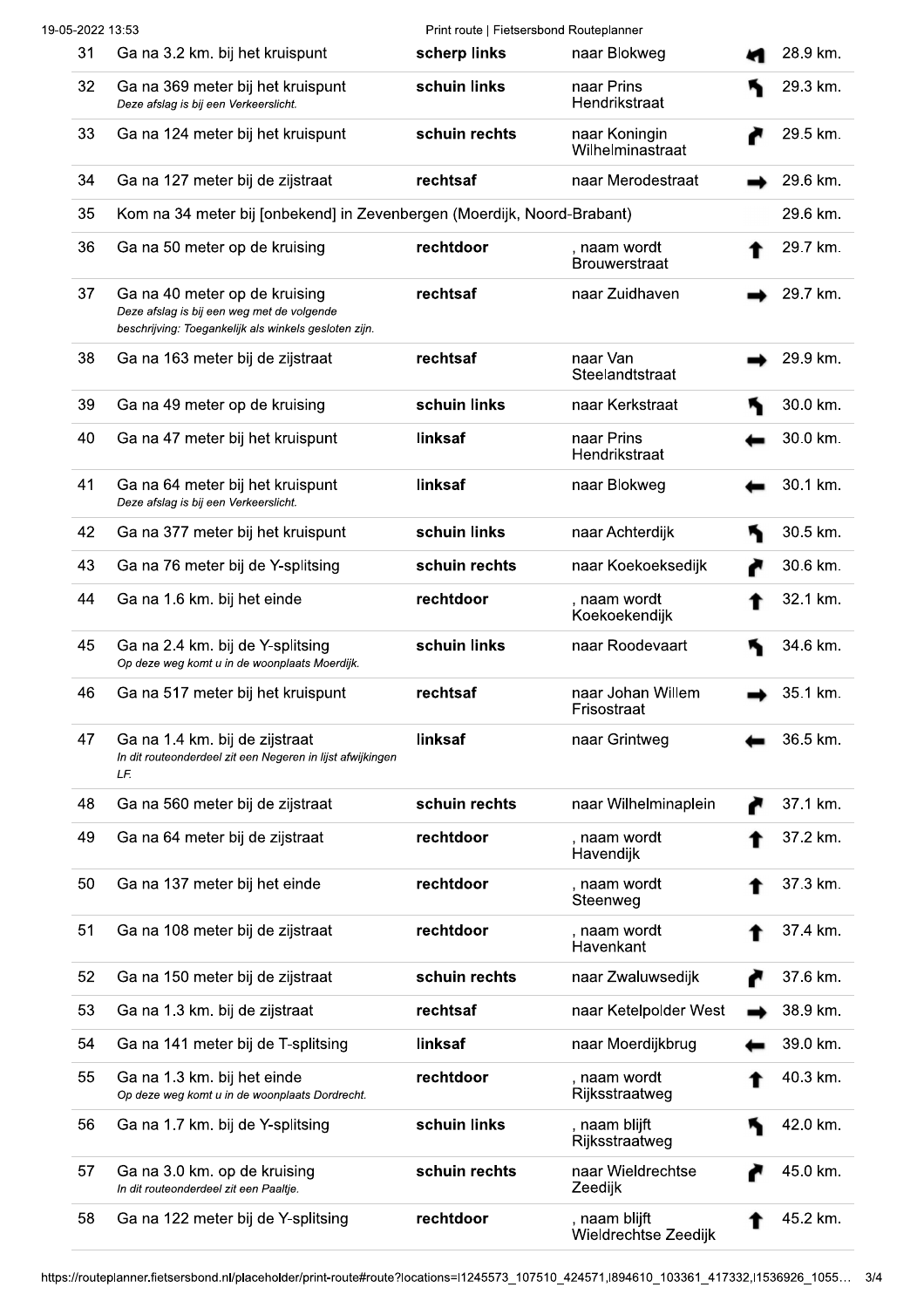| | | | | |
|---|---|---|---|---|
| 31 | Ga na 3.2 km. bij het kruispunt | **scherp links** | naar Blokweg | 28.9 km. |
| 32 | Ga na 369 meter bij het kruispunt<br>*Deze afslag is bij een Verkeerslicht.* | **schuin links** | naar Prins Hendrikstraat | 29.3 km. |
| 33 | Ga na 124 meter bij het kruispunt | **schuin rechts** | naar Koningin Wilhelminastraat | 29.5 km. |
| 34 | Ga na 127 meter bij de zijstraat | **rechtsaf** | naar Merodestraat | 29.6 km. |
| 35 | Kom na 34 meter bij [onbekend] in Zevenbergen (Moerdijk, Noord-Brabant) | | | 29.6 km. |
| 36 | Ga na 50 meter op de kruising | **rechtdoor** | , naam wordt Brouwerstraat | 29.7 km. |
| 37 | Ga na 40 meter op de kruising<br>*Deze afslag is bij een weg met de volgende beschrijving: Toegankelijk als winkels gesloten zijn.* | **rechtsaf** | naar Zuidhaven | 29.7 km. |
| 38 | Ga na 163 meter bij de zijstraat | **rechtsaf** | naar Van Steelandtstraat | 29.9 km. |
| 39 | Ga na 49 meter op de kruising | **schuin links** | naar Kerkstraat | 30.0 km. |
| 40 | Ga na 47 meter bij het kruispunt | **linksaf** | naar Prins Hendrikstraat | 30.0 km. |
| 41 | Ga na 64 meter bij het kruispunt<br>*Deze afslag is bij een Verkeerslicht.* | **linksaf** | naar Blokweg | 30.1 km. |
| 42 | Ga na 377 meter bij het kruispunt | **schuin links** | naar Achterdijk | 30.5 km. |
| 43 | Ga na 76 meter bij de Y-splitsing | **schuin rechts** | naar Koekoeksedijk | 30.6 km. |
| 44 | Ga na 1.6 km. bij het einde | **rechtdoor** | , naam wordt Koekoekendijk | 32.1 km. |
| 45 | Ga na 2.4 km. bij de Y-splitsing<br>*Op deze weg komt u in de woonplaats Moerdijk.* | **schuin links** | naar Roodevaart | 34.6 km. |
| 46 | Ga na 517 meter bij het kruispunt | **rechtsaf** | naar Johan Willem Frisostraat | 35.1 km. |
| 47 | Ga na 1.4 km. bij de zijstraat<br>*In dit routeonderdeel zit een Negeren in lijst afwijkingen LF.* | **linksaf** | naar Grintweg | 36.5 km. |
| 48 | Ga na 560 meter bij de zijstraat | **schuin rechts** | naar Wilhelminaplein | 37.1 km. |
| 49 | Ga na 64 meter bij de zijstraat | **rechtdoor** | , naam wordt Havendijk | 37.2 km. |
| 50 | Ga na 137 meter bij het einde | **rechtdoor** | , naam wordt Steenweg | 37.3 km. |
| 51 | Ga na 108 meter bij de zijstraat | **rechtdoor** | , naam wordt Havenkant | 37.4 km. |
| 52 | Ga na 150 meter bij de zijstraat | **schuin rechts** | naar Zwaluwsedijk | 37.6 km. |
| 53 | Ga na 1.3 km. bij de zijstraat | **rechtsaf** | naar Ketelpolder West | 38.9 km. |
| 54 | Ga na 141 meter bij de T-splitsing | **linksaf** | naar Moerdijkbrug | 39.0 km. |
| 55 | Ga na 1.3 km. bij het einde<br>*Op deze weg komt u in de woonplaats Dordrecht.* | **rechtdoor** | , naam wordt Rijksstraatweg | 40.3 km. |
| 56 | Ga na 1.7 km. bij de Y-splitsing | **schuin links** | , naam blijft Rijksstraatweg | 42.0 km. |
| 57 | Ga na 3.0 km. op de kruising<br>*In dit routeonderdeel zit een Paaltje.* | **schuin rechts** | naar Wieldrechtse Zeedijk | 45.0 km. |
| 58 | Ga na 122 meter bij de Y-splitsing | **rechtdoor** | , naam blijft Wieldrechtse Zeedijk | 45.2 km. |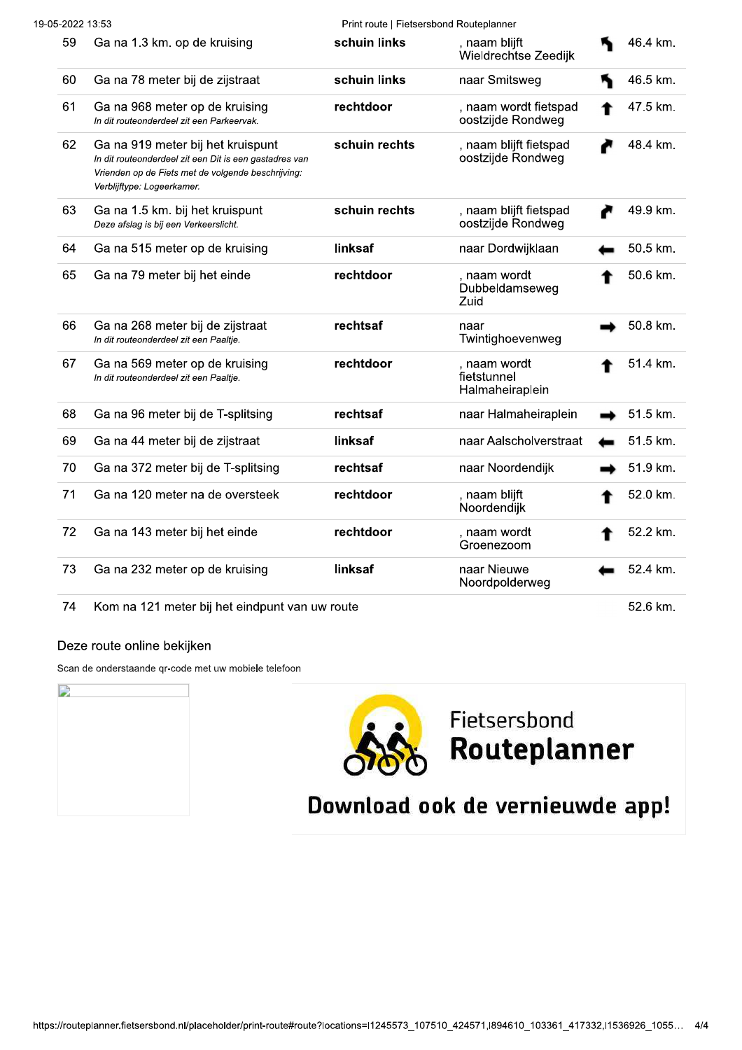| | | | | | |
|---|---|---|---|---|---|
| 59 | Ga na 1.3 km. op de kruising | **schuin links** | , naam blijft Wieldrechtse Zeedijk | | 46.4 km. |
| 60 | Ga na 78 meter bij de zijstraat | **schuin links** | naar Smitsweg | | 46.5 km. |
| 61 | Ga na 968 meter op de kruising<br>*In dit routeonderdeel zit een Parkeervak.* | **rechtdoor** | , naam wordt fietspad oostzijde Rondweg | | 47.5 km. |
| 62 | Ga na 919 meter bij het kruispunt<br>*In dit routeonderdeel zit een Dit is een gastadres van Vrienden op de Fiets met de volgende beschrijving: Verblijftype: Logeerkamer.* | **schuin rechts** | , naam blijft fietspad oostzijde Rondweg | | 48.4 km. |
| 63 | Ga na 1.5 km. bij het kruispunt<br>*Deze afslag is bij een Verkeerslicht.* | **schuin rechts** | , naam blijft fietspad oostzijde Rondweg | | 49.9 km. |
| 64 | Ga na 515 meter op de kruising | **linksaf** | naar Dordwijklaan | | 50.5 km. |
| 65 | Ga na 79 meter bij het einde | **rechtdoor** | , naam wordt Dubbeldamseweg Zuid | | 50.6 km. |
| 66 | Ga na 268 meter bij de zijstraat<br>*In dit routeonderdeel zit een Paaltje.* | **rechtsaf** | naar Twintighoevenweg | | 50.8 km. |
| 67 | Ga na 569 meter op de kruising<br>*In dit routeonderdeel zit een Paaltje.* | **rechtdoor** | , naam wordt fietstunnel Halmaheiraplein | | 51.4 km. |
| 68 | Ga na 96 meter bij de T-splitsing | **rechtsaf** | naar Halmaheiraplein | | 51.5 km. |
| 69 | Ga na 44 meter bij de zijstraat | **linksaf** | naar Aalscholverstraat | | 51.5 km. |
| 70 | Ga na 372 meter bij de T-splitsing | **rechtsaf** | naar Noordendijk | | 51.9 km. |
| 71 | Ga na 120 meter na de oversteek | **rechtdoor** | , naam blijft Noordendijk | | 52.0 km. |
| 72 | Ga na 143 meter bij het einde | **rechtdoor** | , naam wordt Groenezoom | | 52.2 km. |
| 73 | Ga na 232 meter op de kruising | **linksaf** | naar Nieuwe Noordpolderweg | | 52.4 km. |
| 74 | Kom na 121 meter bij het eindpunt van uw route | | | | 52.6 km. |

## Deze route online bekijken

Scan de onderstaande qr-code met uw mobiele telefoon

Fietsersbond **Routeplanner**

**Download ook de vernieuwde app!**